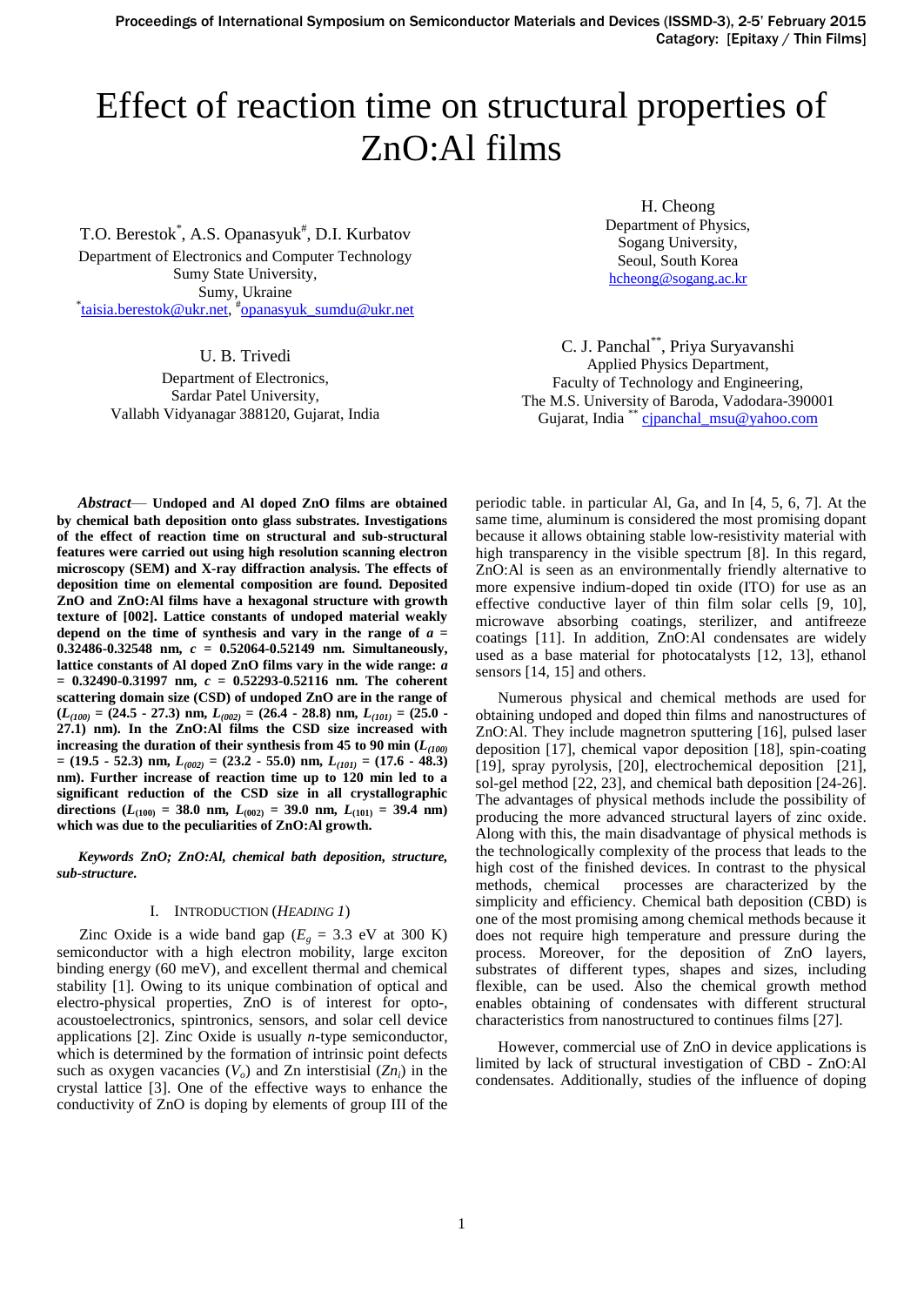# Effect of reaction time on structural properties of ZnO:Al films

T.O. Berestok*, A.S. Opanasyuk#, D.I. Kurbatov
Department of Electronics and Computer Technology
Sumy State University,
Sumy, Ukraine
*taisia.berestok@ukr.net, #opanasyuk_sumdu@ukr.net

H. Cheong
Department of Physics,
Sogang University,
Seoul, South Korea
hcheong@sogang.ac.kr

U. B. Trivedi
Department of Electronics,
Sardar Patel University,
Vallabh Vidyanagar 388120, Gujarat, India

C. J. Panchal**, Priya Suryavanshi
Applied Physics Department,
Faculty of Technology and Engineering,
The M.S. University of Baroda, Vadodara-390001
Gujarat, India ** cjpanchal_msu@yahoo.com

***Abstract*— Undoped and Al doped ZnO films are obtained by chemical bath deposition onto glass substrates. Investigations of the effect of reaction time on structural and sub-structural features were carried out using high resolution scanning electron microscopy (SEM) and X-ray diffraction analysis. The effects of deposition time on elemental composition are found. Deposited ZnO and ZnO:Al films have a hexagonal structure with growth texture of [002]. Lattice constants of undoped material weakly depend on the time of synthesis and vary in the range of $a$ = 0.32486-0.32548 nm, $c$ = 0.52064-0.52149 nm. Simultaneously, lattice constants of Al doped ZnO films vary in the wide range: $a$ = 0.32490-0.31997 nm, $c$ = 0.52293-0.52116 nm. The coherent scattering domain size (CSD) of undoped ZnO are in the range of ($L_{(100)}$ = (24.5 - 27.3) nm, $L_{(002)}$ = (26.4 - 28.8) nm, $L_{(101)}$ = (25.0 - 27.1) nm). In the ZnO:Al films the CSD size increased with increasing the duration of their synthesis from 45 to 90 min ($L_{(100)}$ = (19.5 - 52.3) nm, $L_{(002)}$ = (23.2 - 55.0) nm, $L_{(101)}$ = (17.6 - 48.3) nm). Further increase of reaction time up to 120 min led to a significant reduction of the CSD size in all crystallographic directions ($L_{(100)}$ = 38.0 nm, $L_{(002)}$ = 39.0 nm, $L_{(101)}$ = 39.4 nm) which was due to the peculiarities of ZnO:Al growth.**

***Keywords ZnO; ZnO:Al, chemical bath deposition, structure, sub-structure.***

## I. Introduction (*Heading 1*)

Zinc Oxide is a wide band gap ($E_g$ = 3.3 eV at 300 K) semiconductor with a high electron mobility, large exciton binding energy (60 meV), and excellent thermal and chemical stability [1]. Owing to its unique combination of optical and electro-physical properties, ZnO is of interest for opto-, acoustoelectronics, spintronics, sensors, and solar cell device applications [2]. Zinc Oxide is usually *n*-type semiconductor, which is determined by the formation of intrinsic point defects such as oxygen vacancies ($V_o$) and Zn interstisial ($Zn_i$) in the crystal lattice [3]. One of the effective ways to enhance the conductivity of ZnO is doping by elements of group III of the periodic table. in particular Al, Ga, and In [4, 5, 6, 7]. At the same time, aluminum is considered the most promising dopant because it allows obtaining stable low-resistivity material with high transparency in the visible spectrum [8]. In this regard, ZnO:Al is seen as an environmentally friendly alternative to more expensive indium-doped tin oxide (ITO) for use as an effective conductive layer of thin film solar cells [9, 10], microwave absorbing coatings, sterilizer, and antifreeze coatings [11]. In addition, ZnO:Al condensates are widely used as a base material for photocatalysts [12, 13], ethanol sensors [14, 15] and others.

Numerous physical and chemical methods are used for obtaining undoped and doped thin films and nanostructures of ZnO:Al. They include magnetron sputtering [16], pulsed laser deposition [17], chemical vapor deposition [18], spin-coating [19], spray pyrolysis, [20], electrochemical deposition [21], sol-gel method [22, 23], and chemical bath deposition [24-26]. The advantages of physical methods include the possibility of producing the more advanced structural layers of zinc oxide. Along with this, the main disadvantage of physical methods is the technologically complexity of the process that leads to the high cost of the finished devices. In contrast to the physical methods, chemical processes are characterized by the simplicity and efficiency. Chemical bath deposition (CBD) is one of the most promising among chemical methods because it does not require high temperature and pressure during the process. Moreover, for the deposition of ZnO layers, substrates of different types, shapes and sizes, including flexible, can be used. Also the chemical growth method enables obtaining of condensates with different structural characteristics from nanostructured to continues films [27].

However, commercial use of ZnO in device applications is limited by lack of structural investigation of CBD - ZnO:Al condensates. Additionally, studies of the influence of doping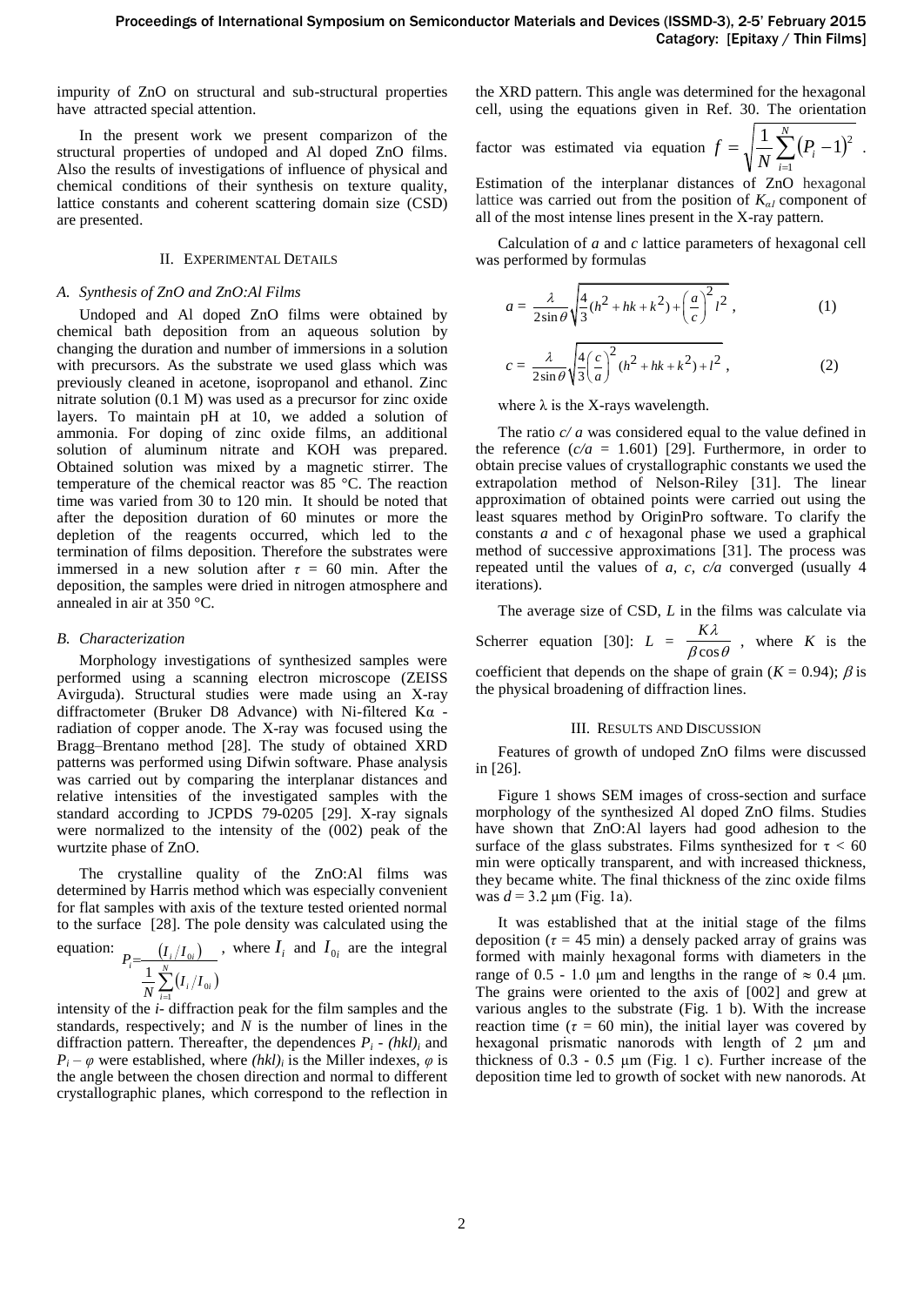impurity of ZnO on structural and sub-structural properties have attracted special attention.

In the present work we present comparizon of the structural properties of undoped and Al doped ZnO films. Also the results of investigations of influence of physical and chemical conditions of their synthesis on texture quality, lattice constants and coherent scattering domain size (CSD) are presented.

## II. Experimental Details

### A. Synthesis of ZnO and ZnO:Al Films

Undoped and Al doped ZnO films were obtained by chemical bath deposition from an aqueous solution by changing the duration and number of immersions in a solution with precursors. As the substrate we used glass which was previously cleaned in acetone, isopropanol and ethanol. Zinc nitrate solution (0.1 M) was used as a precursor for zinc oxide layers. To maintain pH at 10, we added a solution of ammonia. For doping of zinc oxide films, an additional solution of aluminum nitrate and KOH was prepared. Obtained solution was mixed by a magnetic stirrer. The temperature of the chemical reactor was 85 °C. The reaction time was varied from 30 to 120 min. It should be noted that after the deposition duration of 60 minutes or more the depletion of the reagents occurred, which led to the termination of films deposition. Therefore the substrates were immersed in a new solution after $\tau$ = 60 min. After the deposition, the samples were dried in nitrogen atmosphere and annealed in air at 350 °C.

### B. Characterization

Morphology investigations of synthesized samples were performed using a scanning electron microscope (ZEISS Avirguda). Structural studies were made using an X-ray diffractometer (Bruker D8 Advance) with Ni-filtered Kα - radiation of copper anode. The X-ray was focused using the Bragg–Brentano method [28]. The study of obtained XRD patterns was performed using Difwin software. Phase analysis was carried out by comparing the interplanar distances and relative intensities of the investigated samples with the standard according to JCPDS 79-0205 [29]. X-ray signals were normalized to the intensity of the (002) peak of the wurtzite phase of ZnO.

The crystalline quality of the ZnO:Al films was determined by Harris method which was especially convenient for flat samples with axis of the texture tested oriented normal to the surface [28]. The pole density was calculated using the equation: $P_i = \dfrac{(I_i/I_{0i})}{\frac{1}{N}\sum_{i=1}^{N}(I_i/I_{0i})}$, where $I_i$ and $I_{0i}$ are the integral intensity of the *i*- diffraction peak for the film samples and the standards, respectively; and $N$ is the number of lines in the diffraction pattern. Thereafter, the dependences $P_i$ - $(hkl)_i$ and $P_i - \varphi$ were established, where $(hkl)_i$ is the Miller indexes, $\varphi$ is the angle between the chosen direction and normal to different crystallographic planes, which correspond to the reflection in the XRD pattern. This angle was determined for the hexagonal cell, using the equations given in Ref. 30. The orientation factor was estimated via equation $f = \sqrt{\frac{1}{N}\sum_{i=1}^{N}(P_i - 1)^2}$.

Estimation of the interplanar distances of ZnO hexagonal lattice was carried out from the position of $K_{\alpha 1}$ component of all of the most intense lines present in the X-ray pattern.

Calculation of *a* and *c* lattice parameters of hexagonal cell was performed by formulas

$$a = \frac{\lambda}{2\sin\theta}\sqrt{\frac{4}{3}(h^2 + hk + k^2) + \left(\frac{a}{c}\right)^2 l^2}\,, \qquad (1)$$

$$c = \frac{\lambda}{2\sin\theta}\sqrt{\frac{4}{3}\left(\frac{c}{a}\right)^2 (h^2 + hk + k^2) + l^2}\,, \qquad (2)$$

where λ is the X-rays wavelength.

The ratio $c/a$ was considered equal to the value defined in the reference ($c/a$ = 1.601) [29]. Furthermore, in order to obtain precise values of crystallographic constants we used the extrapolation method of Nelson-Riley [31]. The linear approximation of obtained points were carried out using the least squares method by OriginPro software. To clarify the constants *a* and *c* of hexagonal phase we used a graphical method of successive approximations [31]. The process was repeated until the values of *a*, *c*, *c/a* converged (usually 4 iterations).

The average size of CSD, *L* in the films was calculate via Scherrer equation [30]: $L = \dfrac{K\lambda}{\beta\cos\theta}$, where $K$ is the coefficient that depends on the shape of grain ($K$ = 0.94); $\beta$ is the physical broadening of diffraction lines.

## III. Results and Discussion

Features of growth of undoped ZnO films were discussed in [26].

Figure 1 shows SEM images of cross-section and surface morphology of the synthesized Al doped ZnO films. Studies have shown that ZnO:Al layers had good adhesion to the surface of the glass substrates. Films synthesized for $\tau$ < 60 min were optically transparent, and with increased thickness, they became white. The final thickness of the zinc oxide films was $d$ = 3.2 μm (Fig. 1a).

It was established that at the initial stage of the films deposition ($\tau$ = 45 min) a densely packed array of grains was formed with mainly hexagonal forms with diameters in the range of 0.5 - 1.0 μm and lengths in the range of ≈ 0.4 μm. The grains were oriented to the axis of [002] and grew at various angles to the substrate (Fig. 1 b). With the increase reaction time ($\tau$ = 60 min), the initial layer was covered by hexagonal prismatic nanorods with length of 2 μm and thickness of 0.3 - 0.5 μm (Fig. 1 c). Further increase of the deposition time led to growth of socket with new nanorods. At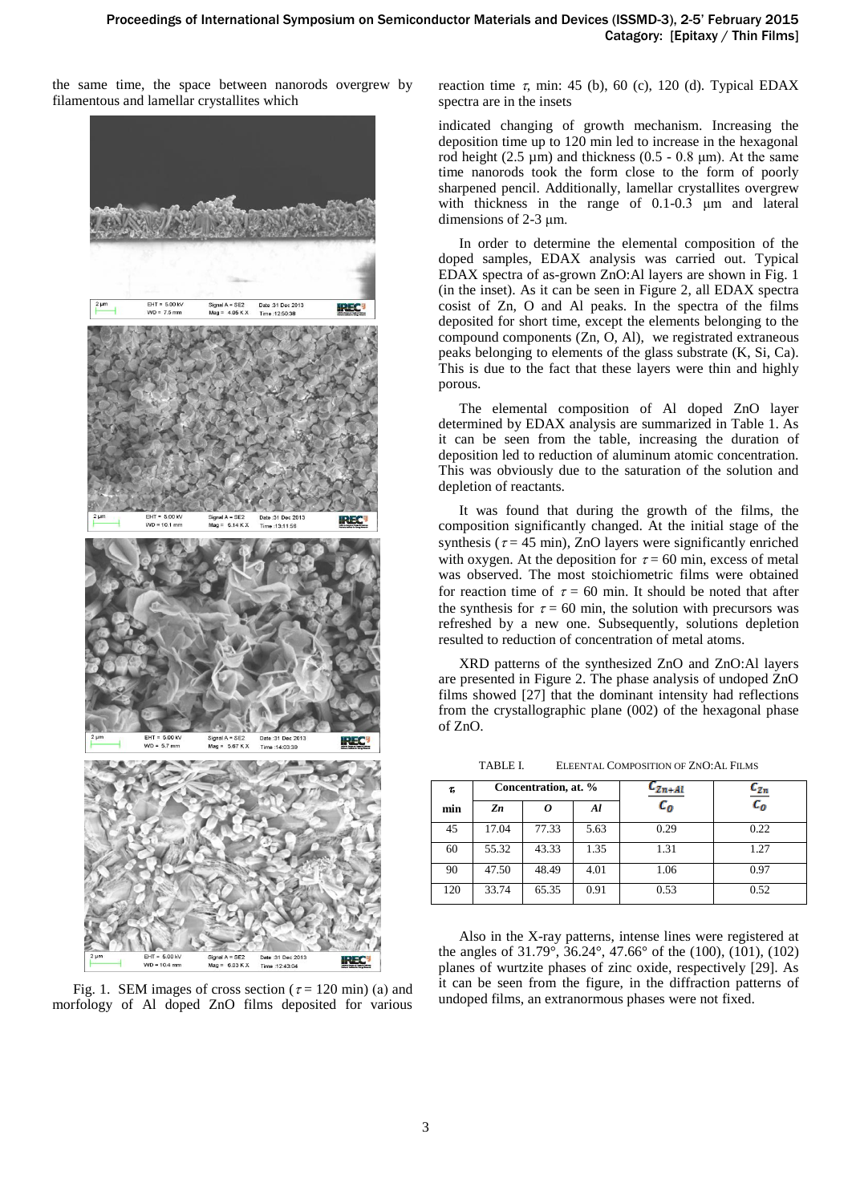the same time, the space between nanorods overgrew by filamentous and lamellar crystallites which indicated changing of growth mechanism. Increasing the deposition time up to 120 min led to increase in the hexagonal rod height (2.5 μm) and thickness (0.5 - 0.8 μm). At the same time nanorods took the form close to the form of poorly sharpened pencil. Additionally, lamellar crystallites overgrew with thickness in the range of 0.1-0.3 μm and lateral dimensions of 2-3 μm.

Fig. 1. SEM images of cross section ($\tau$ = 120 min) (a) and morfology of Al doped ZnO films deposited for various reaction time $\tau$, min: 45 (b), 60 (c), 120 (d). Typical EDAX spectra are in the insets

In order to determine the elemental composition of the doped samples, EDAX analysis was carried out. Typical EDAX spectra of as-grown ZnO:Al layers are shown in Fig. 1 (in the inset). As it can be seen in Figure 2, all EDAX spectra cosist of Zn, O and Al peaks. In the spectra of the films deposited for short time, except the elements belonging to the compound components (Zn, O, Al), we registrated extraneous peaks belonging to elements of the glass substrate (K, Si, Ca). This is due to the fact that these layers were thin and highly porous.

The elemental composition of Al doped ZnO layer determined by EDAX analysis are summarized in Table 1. As it can be seen from the table, increasing the duration of deposition led to reduction of aluminum atomic concentration. This was obviously due to the saturation of the solution and depletion of reactants.

It was found that during the growth of the films, the composition significantly changed. At the initial stage of the synthesis ($\tau$ = 45 min), ZnO layers were significantly enriched with oxygen. At the deposition for $\tau$ = 60 min, excess of metal was observed. The most stoichiometric films were obtained for reaction time of $\tau$ = 60 min. It should be noted that after the synthesis for $\tau$ = 60 min, the solution with precursors was refreshed by a new one. Subsequently, solutions depletion resulted to reduction of concentration of metal atoms.

XRD patterns of the synthesized ZnO and ZnO:Al layers are presented in Figure 2. The phase analysis of undoped ZnO films showed [27] that the dominant intensity had reflections from the crystallographic plane (002) of the hexagonal phase of ZnO.

TABLE I. ELEENTAL COMPOSITION OF ZNO:AL FILMS

| $\tau$, min | Concentration, at. % Zn | O | Al | $\frac{C_{Zn+Al}}{C_O}$ | $\frac{C_{Zn}}{C_O}$ |
|---|---|---|---|---|---|
| 45 | 17.04 | 77.33 | 5.63 | 0.29 | 0.22 |
| 60 | 55.32 | 43.33 | 1.35 | 1.31 | 1.27 |
| 90 | 47.50 | 48.49 | 4.01 | 1.06 | 0.97 |
| 120 | 33.74 | 65.35 | 0.91 | 0.53 | 0.52 |

Also in the X-ray patterns, intense lines were registered at the angles of 31.79°, 36.24°, 47.66° of the (100), (101), (102) planes of wurtzite phases of zinc oxide, respectively [29]. As it can be seen from the figure, in the diffraction patterns of undoped films, an extranormous phases were not fixed.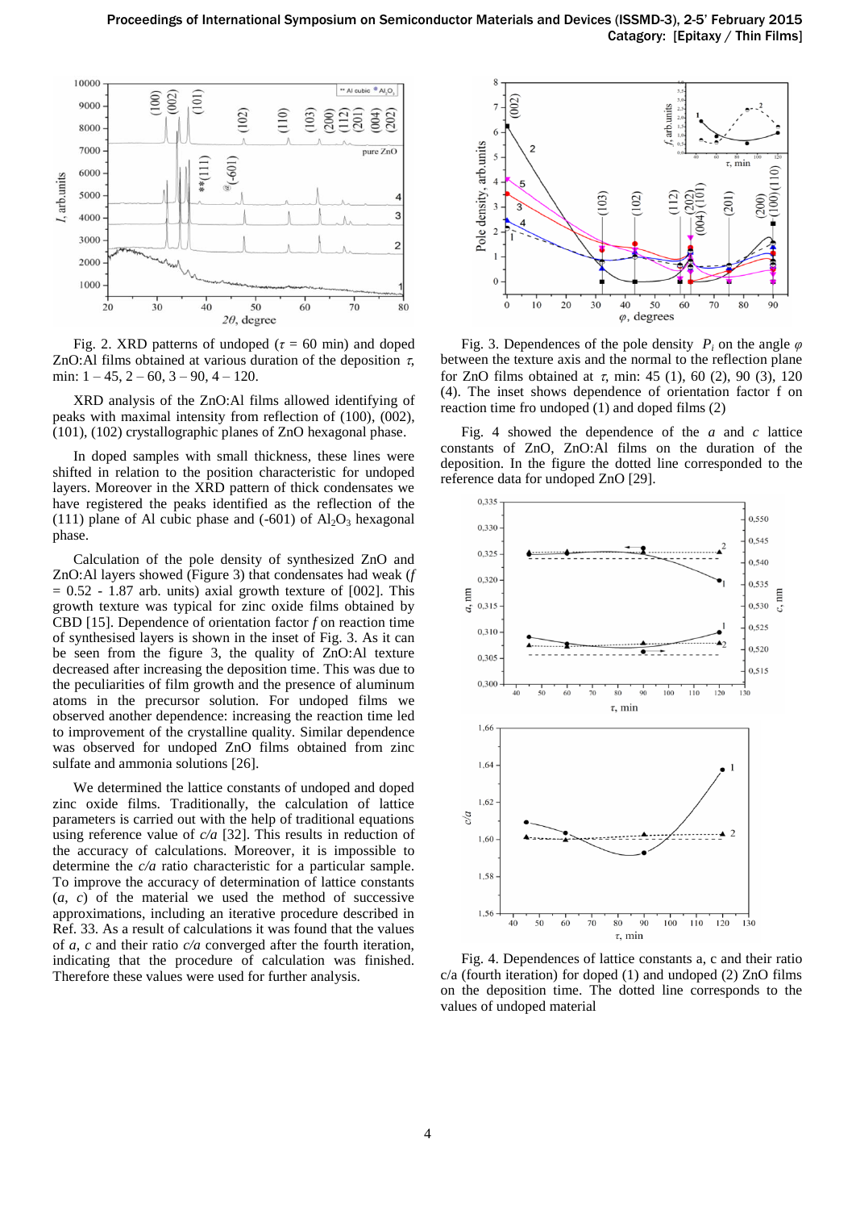Fig. 2. XRD patterns of undoped ($\tau$ = 60 min) and doped ZnO:Al films obtained at various duration of the deposition $\tau$, min: 1 – 45, 2 – 60, 3 – 90, 4 – 120.

XRD analysis of the ZnO:Al films allowed identifying of peaks with maximal intensity from reflection of (100), (002), (101), (102) crystallographic planes of ZnO hexagonal phase.

In doped samples with small thickness, these lines were shifted in relation to the position characteristic for undoped layers. Moreover in the XRD pattern of thick condensates we have registered the peaks identified as the reflection of the (111) plane of Al cubic phase and (-601) of $Al_2O_3$ hexagonal phase.

Calculation of the pole density of synthesized ZnO and ZnO:Al layers showed (Figure 3) that condensates had weak ($f$ = 0.52 - 1.87 arb. units) axial growth texture of [002]. This growth texture was typical for zinc oxide films obtained by CBD [15]. Dependence of orientation factor $f$ on reaction time of synthesised layers is shown in the inset of Fig. 3. As it can be seen from the figure 3, the quality of ZnO:Al texture decreased after increasing the deposition time. This was due to the peculiarities of film growth and the presence of aluminum atoms in the precursor solution. For undoped films we observed another dependence: increasing the reaction time led to improvement of the crystalline quality. Similar dependence was observed for undoped ZnO films obtained from zinc sulfate and ammonia solutions [26].

We determined the lattice constants of undoped and doped zinc oxide films. Traditionally, the calculation of lattice parameters is carried out with the help of traditional equations using reference value of $c/a$ [32]. This results in reduction of the accuracy of calculations. Moreover, it is impossible to determine the $c/a$ ratio characteristic for a particular sample. To improve the accuracy of determination of lattice constants ($a$, $c$) of the material we used the method of successive approximations, including an iterative procedure described in Ref. 33. As a result of calculations it was found that the values of $a$, $c$ and their ratio $c/a$ converged after the fourth iteration, indicating that the procedure of calculation was finished. Therefore these values were used for further analysis.

Fig. 3. Dependences of the pole density $P_i$ on the angle $\varphi$ between the texture axis and the normal to the reflection plane for ZnO films obtained at $\tau$, min: 45 (1), 60 (2), 90 (3), 120 (4). The inset shows dependence of orientation factor f on reaction time fro undoped (1) and doped films (2)

Fig. 4 showed the dependence of the $a$ and $c$ lattice constants of ZnO, ZnO:Al films on the duration of the deposition. In the figure the dotted line corresponded to the reference data for undoped ZnO [29].

Fig. 4. Dependences of lattice constants a, c and their ratio c/a (fourth iteration) for doped (1) and undoped (2) ZnO films on the deposition time. The dotted line corresponds to the values of undoped material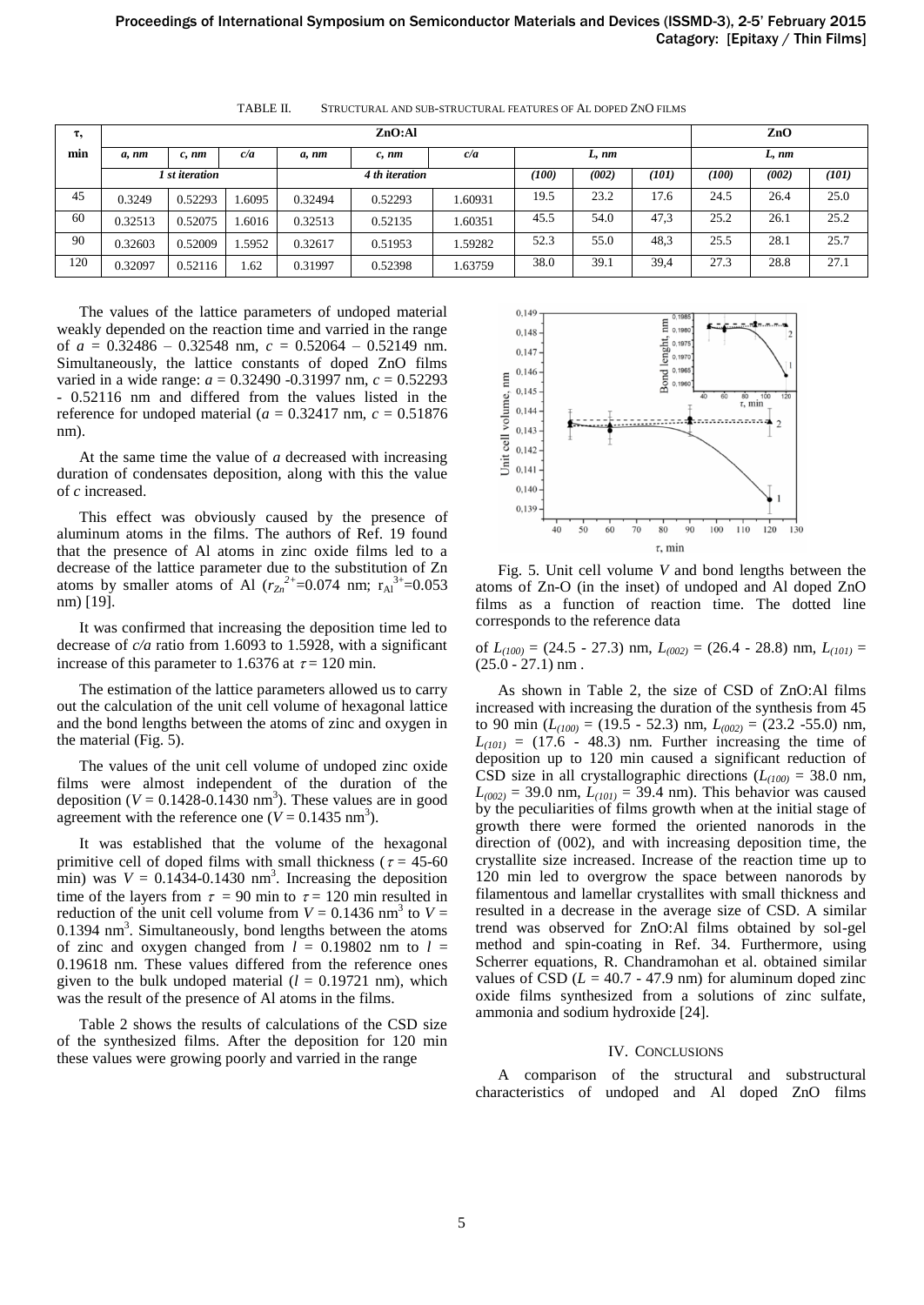TABLE II. STRUCTURAL AND SUB-STRUCTURAL FEATURES OF AL DOPED ZNO FILMS

| τ, min | ZnO:Al | | | | | | | | | ZnO | | |
|---|---|---|---|---|---|---|---|---|---|---|---|---|
| | *a, nm* | *c, nm* | *c/a* | *a, nm* | *c, nm* | *c/a* | *L, nm* | | | *L, nm* | | |
| | *1 st iteration* | | | *4 th iteration* | | | *(100)* | *(002)* | *(101)* | *(100)* | *(002)* | *(101)* |
| 45 | 0.3249 | 0.52293 | 1.6095 | 0.32494 | 0.52293 | 1.60931 | 19.5 | 23.2 | 17.6 | 24.5 | 26.4 | 25.0 |
| 60 | 0.32513 | 0.52075 | 1.6016 | 0.32513 | 0.52135 | 1.60351 | 45.5 | 54.0 | 47,3 | 25.2 | 26.1 | 25.2 |
| 90 | 0.32603 | 0.52009 | 1.5952 | 0.32617 | 0.51953 | 1.59282 | 52.3 | 55.0 | 48,3 | 25.5 | 28.1 | 25.7 |
| 120 | 0.32097 | 0.52116 | 1.62 | 0.31997 | 0.52398 | 1.63759 | 38.0 | 39.1 | 39,4 | 27.3 | 28.8 | 27.1 |

The values of the lattice parameters of undoped material weakly depended on the reaction time and varried in the range of $a$ = 0.32486 – 0.32548 nm, $c$ = 0.52064 – 0.52149 nm. Simultaneously, the lattice constants of doped ZnO films varied in a wide range: $a$ = 0.32490 -0.31997 nm, $c$ = 0.52293 - 0.52116 nm and differed from the values listed in the reference for undoped material ($a$ = 0.32417 nm, $c$ = 0.51876 nm).

At the same time the value of $a$ decreased with increasing duration of condensates deposition, along with this the value of $c$ increased.

This effect was obviously caused by the presence of aluminum atoms in the films. The authors of Ref. 19 found that the presence of Al atoms in zinc oxide films led to a decrease of the lattice parameter due to the substitution of Zn atoms by smaller atoms of Al ($r_{Zn}^{2+}$=0.074 nm; $r_{Al}^{3+}$=0.053 nm) [19].

It was confirmed that increasing the deposition time led to decrease of $c/a$ ratio from 1.6093 to 1.5928, with a significant increase of this parameter to 1.6376 at $\tau$ = 120 min.

The estimation of the lattice parameters allowed us to carry out the calculation of the unit cell volume of hexagonal lattice and the bond lengths between the atoms of zinc and oxygen in the material (Fig. 5).

The values of the unit cell volume of undoped zinc oxide films were almost independent of the duration of the deposition ($V$ = 0.1428-0.1430 nm$^3$). These values are in good agreement with the reference one ($V$ = 0.1435 nm$^3$).

It was established that the volume of the hexagonal primitive cell of doped films with small thickness ($\tau$ = 45-60 min) was $V$ = 0.1434-0.1430 nm$^3$. Increasing the deposition time of the layers from $\tau$ = 90 min to $\tau$ = 120 min resulted in reduction of the unit cell volume from $V$ = 0.1436 nm$^3$ to $V$ = 0.1394 nm$^3$. Simultaneously, bond lengths between the atoms of zinc and oxygen changed from $l$ = 0.19802 nm to $l$ = 0.19618 nm. These values differed from the reference ones given to the bulk undoped material ($l$ = 0.19721 nm), which was the result of the presence of Al atoms in the films.

Table 2 shows the results of calculations of the CSD size of the synthesized films. After the deposition for 120 min these values were growing poorly and varried in the range

Fig. 5. Unit cell volume $V$ and bond lengths between the atoms of Zn-O (in the inset) of undoped and Al doped ZnO films as a function of reaction time. The dotted line corresponds to the reference data

of $L_{(100)}$ = (24.5 - 27.3) nm, $L_{(002)}$ = (26.4 - 28.8) nm, $L_{(101)}$ = (25.0 - 27.1) nm .

As shown in Table 2, the size of CSD of ZnO:Al films increased with increasing the duration of the synthesis from 45 to 90 min ($L_{(100)}$ = (19.5 - 52.3) nm, $L_{(002)}$ = (23.2 -55.0) nm, $L_{(101)}$ = (17.6 - 48.3) nm. Further increasing the time of deposition up to 120 min caused a significant reduction of CSD size in all crystallographic directions ($L_{(100)}$ = 38.0 nm, $L_{(002)}$ = 39.0 nm, $L_{(101)}$ = 39.4 nm). This behavior was caused by the peculiarities of films growth when at the initial stage of growth there were formed the oriented nanorods in the direction of (002), and with increasing deposition time, the crystallite size increased. Increase of the reaction time up to 120 min led to overgrow the space between nanorods by filamentous and lamellar crystallites with small thickness and resulted in a decrease in the average size of CSD. A similar trend was observed for ZnO:Al films obtained by sol-gel method and spin-coating in Ref. 34. Furthermore, using Scherrer equations, R. Chandramohan et al. obtained similar values of CSD ($L$ = 40.7 - 47.9 nm) for aluminum doped zinc oxide films synthesized from a solutions of zinc sulfate, ammonia and sodium hydroxide [24].

## IV. CONCLUSIONS

A comparison of the structural and substructural characteristics of undoped and Al doped ZnO films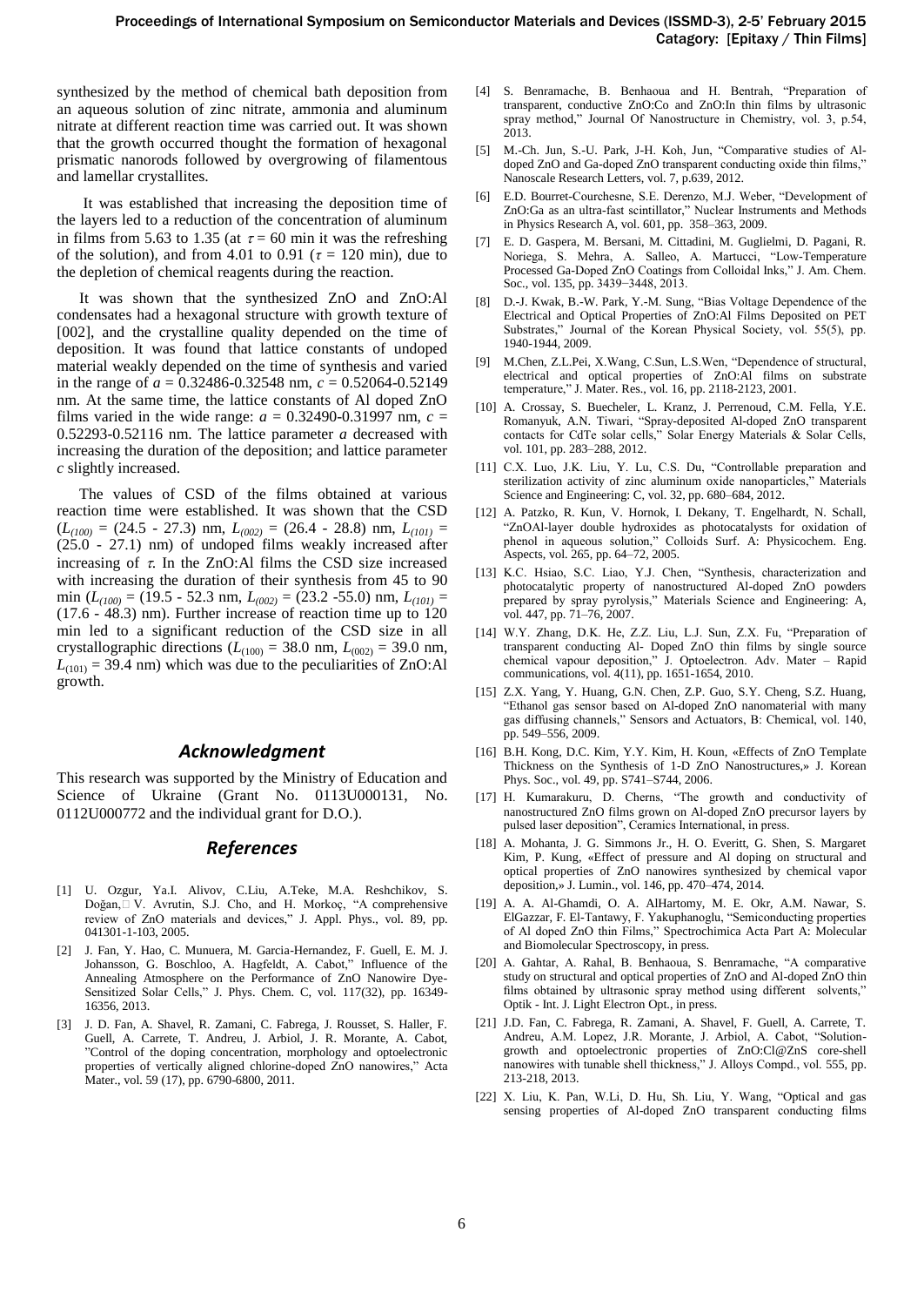synthesized by the method of chemical bath deposition from an aqueous solution of zinc nitrate, ammonia and aluminum nitrate at different reaction time was carried out. It was shown that the growth occurred thought the formation of hexagonal prismatic nanorods followed by overgrowing of filamentous and lamellar crystallites.

It was established that increasing the deposition time of the layers led to a reduction of the concentration of aluminum in films from 5.63 to 1.35 (at $\tau = 60$ min it was the refreshing of the solution), and from 4.01 to 0.91 ($\tau = 120$ min), due to the depletion of chemical reagents during the reaction.

It was shown that the synthesized ZnO and ZnO:Al condensates had a hexagonal structure with growth texture of [002], and the crystalline quality depended on the time of deposition. It was found that lattice constants of undoped material weakly depended on the time of synthesis and varied in the range of $a = 0.32486$-$0.32548$ nm, $c = 0.52064$-$0.52149$ nm. At the same time, the lattice constants of Al doped ZnO films varied in the wide range: $a = 0.32490$-$0.31997$ nm, $c = 0.52293$-$0.52116$ nm. The lattice parameter $a$ decreased with increasing the duration of the deposition; and lattice parameter $c$ slightly increased.

The values of CSD of the films obtained at various reaction time were established. It was shown that the CSD ($L_{(100)}$ = (24.5 - 27.3) nm, $L_{(002)}$ = (26.4 - 28.8) nm, $L_{(101)}$ = (25.0 - 27.1) nm) of undoped films weakly increased after increasing of $\tau$. In the ZnO:Al films the CSD size increased with increasing the duration of their synthesis from 45 to 90 min ($L_{(100)}$ = (19.5 - 52.3 nm, $L_{(002)}$ = (23.2 -55.0) nm, $L_{(101)}$ = (17.6 - 48.3) nm). Further increase of reaction time up to 120 min led to a significant reduction of the CSD size in all crystallographic directions ($L_{(100)}$ = 38.0 nm, $L_{(002)}$ = 39.0 nm, $L_{(101)}$ = 39.4 nm) which was due to the peculiarities of ZnO:Al growth.

## Acknowledgment

This research was supported by the Ministry of Education and Science of Ukraine (Grant No. 0113U000131, No. 0112U000772 and the individual grant for D.O.).

## References

[1] U. Ozgur, Ya.I. Alivov, C.Liu, A.Teke, M.A. Reshchikov, S. Doğan, V. Avrutin, S.J. Cho, and H. Morkoç, "A comprehensive review of ZnO materials and devices," J. Appl. Phys., vol. 89, pp. 041301-1-103, 2005.

[2] J. Fan, Y. Hao, C. Munuera, M. Garcia-Hernandez, F. Guell, E. M. J. Johansson, G. Boschloo, A. Hagfeldt, A. Cabot," Influence of the Annealing Atmosphere on the Performance of ZnO Nanowire Dye-Sensitized Solar Cells," J. Phys. Chem. C, vol. 117(32), pp. 16349-16356, 2013.

[3] J. D. Fan, A. Shavel, R. Zamani, C. Fabrega, J. Rousset, S. Haller, F. Guell, A. Carrete, T. Andreu, J. Arbiol, J. R. Morante, A. Cabot, "Control of the doping concentration, morphology and optoelectronic properties of vertically aligned chlorine-doped ZnO nanowires," Acta Mater., vol. 59 (17), pp. 6790-6800, 2011.

[4] S. Benramache, B. Benhaoua and H. Bentrah, "Preparation of transparent, conductive ZnO:Co and ZnO:In thin films by ultrasonic spray method," Journal Of Nanostructure in Chemistry, vol. 3, p.54, 2013.

[5] M.-Ch. Jun, S.-U. Park, J-H. Koh, Jun, "Comparative studies of Al-doped ZnO and Ga-doped ZnO transparent conducting oxide thin films," Nanoscale Research Letters, vol. 7, p.639, 2012.

[6] E.D. Bourret-Courchesne, S.E. Derenzo, M.J. Weber, "Development of ZnO:Ga as an ultra-fast scintillator," Nuclear Instruments and Methods in Physics Research A, vol. 601, pp. 358–363, 2009.

[7] E. D. Gaspera, M. Bersani, M. Cittadini, M. Guglielmi, D. Pagani, R. Noriega, S. Mehra, A. Salleo, A. Martucci, "Low-Temperature Processed Ga-Doped ZnO Coatings from Colloidal Inks," J. Am. Chem. Soc., vol. 135, pp. 3439−3448, 2013.

[8] D.-J. Kwak, B.-W. Park, Y.-M. Sung, "Bias Voltage Dependence of the Electrical and Optical Properties of ZnO:Al Films Deposited on PET Substrates," Journal of the Korean Physical Society, vol. 55(5), pp. 1940-1944, 2009.

[9] M.Chen, Z.L.Pei, X.Wang, C.Sun, L.S.Wen, "Dependence of structural, electrical and optical properties of ZnO:Al films on substrate temperature," J. Mater. Res., vol. 16, pp. 2118-2123, 2001.

[10] A. Crossay, S. Buecheler, L. Kranz, J. Perrenoud, C.M. Fella, Y.E. Romanyuk, A.N. Tiwari, "Spray-deposited Al-doped ZnO transparent contacts for CdTe solar cells," Solar Energy Materials & Solar Cells, vol. 101, pp. 283–288, 2012.

[11] C.X. Luo, J.K. Liu, Y. Lu, C.S. Du, "Controllable preparation and sterilization activity of zinc aluminum oxide nanoparticles," Materials Science and Engineering: C, vol. 32, pp. 680–684, 2012.

[12] A. Patzko, R. Kun, V. Hornok, I. Dekany, T. Engelhardt, N. Schall, "ZnOAl-layer double hydroxides as photocatalysts for oxidation of phenol in aqueous solution," Colloids Surf. A: Physicochem. Eng. Aspects, vol. 265, pp. 64–72, 2005.

[13] K.C. Hsiao, S.C. Liao, Y.J. Chen, "Synthesis, characterization and photocatalytic property of nanostructured Al-doped ZnO powders prepared by spray pyrolysis," Materials Science and Engineering: A, vol. 447, pp. 71–76, 2007.

[14] W.Y. Zhang, D.K. He, Z.Z. Liu, L.J. Sun, Z.X. Fu, "Preparation of transparent conducting Al- Doped ZnO thin films by single source chemical vapour deposition," J. Optoelectron. Adv. Mater – Rapid communications, vol. 4(11), pp. 1651-1654, 2010.

[15] Z.X. Yang, Y. Huang, G.N. Chen, Z.P. Guo, S.Y. Cheng, S.Z. Huang, "Ethanol gas sensor based on Al-doped ZnO nanomaterial with many gas diffusing channels," Sensors and Actuators, B: Chemical, vol. 140, pp. 549–556, 2009.

[16] B.H. Kong, D.C. Kim, Y.Y. Kim, H. Koun, «Effects of ZnO Template Thickness on the Synthesis of 1-D ZnO Nanostructures,» J. Korean Phys. Soc., vol. 49, pp. S741–S744, 2006.

[17] H. Kumarakuru, D. Cherns, "The growth and conductivity of nanostructured ZnO films grown on Al-doped ZnO precursor layers by pulsed laser deposition", Ceramics International, in press.

[18] A. Mohanta, J. G. Simmons Jr., H. O. Everitt, G. Shen, S. Margaret Kim, P. Kung, «Effect of pressure and Al doping on structural and optical properties of ZnO nanowires synthesized by chemical vapor deposition,» J. Lumin., vol. 146, pp. 470–474, 2014.

[19] A. A. Al-Ghamdi, O. A. AlHartomy, M. E. Okr, A.M. Nawar, S. ElGazzar, F. El-Tantawy, F. Yakuphanoglu, "Semiconducting properties of Al doped ZnO thin Films," Spectrochimica Acta Part A: Molecular and Biomolecular Spectroscopy, in press.

[20] A. Gahtar, A. Rahal, B. Benhaoua, S. Benramache, "A comparative study on structural and optical properties of ZnO and Al-doped ZnO thin films obtained by ultrasonic spray method using different solvents," Optik - Int. J. Light Electron Opt., in press.

[21] J.D. Fan, C. Fabrega, R. Zamani, A. Shavel, F. Guell, A. Carrete, T. Andreu, A.M. Lopez, J.R. Morante, J. Arbiol, A. Cabot, "Solution-growth and optoelectronic properties of ZnO:Cl@ZnS core-shell nanowires with tunable shell thickness," J. Alloys Compd., vol. 555, pp. 213-218, 2013.

[22] X. Liu, K. Pan, W.Li, D. Hu, Sh. Liu, Y. Wang, "Optical and gas sensing properties of Al-doped ZnO transparent conducting films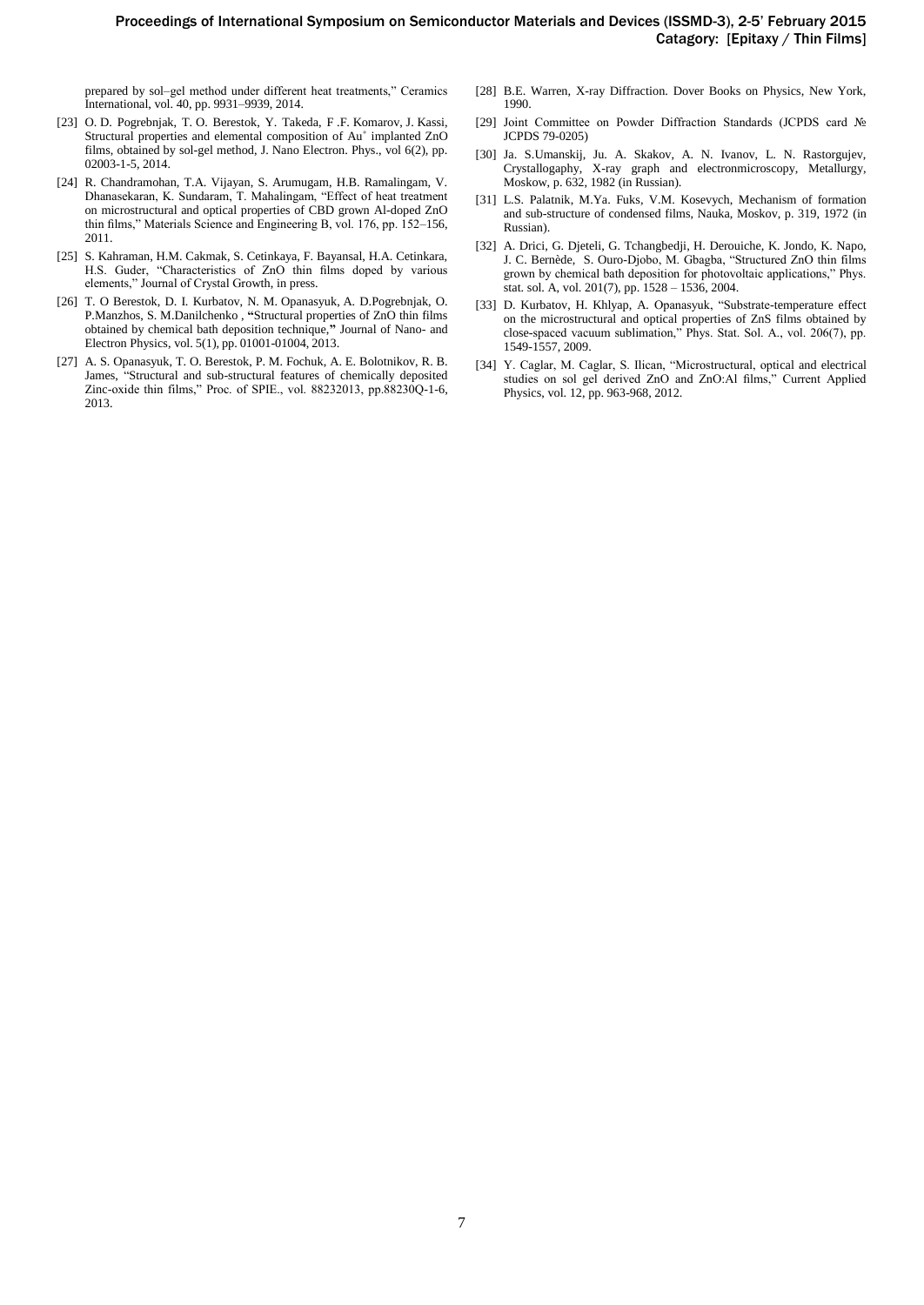prepared by sol–gel method under different heat treatments," Ceramics International, vol. 40, pp. 9931–9939, 2014.

[23] O. D. Pogrebnjak, T. O. Berestok, Y. Takeda, F .F. Komarov, J. Kassi, Structural properties and elemental composition of $Au^{+}$ implanted ZnO films, obtained by sol-gel method, J. Nano Electron. Phys., vol 6(2), pp. 02003-1-5, 2014.

[24] R. Chandramohan, T.A. Vijayan, S. Arumugam, H.B. Ramalingam, V. Dhanasekaran, K. Sundaram, T. Mahalingam, "Effect of heat treatment on microstructural and optical properties of CBD grown Al-doped ZnO thin films," Materials Science and Engineering B, vol. 176, pp. 152–156, 2011.

[25] S. Kahraman, H.M. Cakmak, S. Cetinkaya, F. Bayansal, H.A. Cetinkara, H.S. Guder, "Characteristics of ZnO thin films doped by various elements," Journal of Crystal Growth, in press.

[26] T. O Berestok, D. I. Kurbatov, N. M. Opanasyuk, A. D.Pogrebnjak, O. P.Manzhos, S. M.Danilchenko , **"**Structural properties of ZnO thin films obtained by chemical bath deposition technique,**"** Journal of Nano- and Electron Physics, vol. 5(1), pp. 01001-01004, 2013.

[27] A. S. Opanasyuk, T. O. Berestok, P. M. Fochuk, A. E. Bolotnikov, R. B. James, "Structural and sub-structural features of chemically deposited Zinc-oxide thin films," Proc. of SPIE., vol. 88232013, pp.88230Q-1-6, 2013.

[28] B.E. Warren, X-ray Diffraction. Dover Books on Physics, New York, 1990.

[29] Joint Committee on Powder Diffraction Standards (JCPDS card № JCPDS 79-0205)

[30] Ja. S.Umanskij, Ju. A. Skakov, A. N. Ivanov, L. N. Rastorgujev, Crystallogaphy, X-ray graph and electronmicroscopy, Metallurgy, Moskow, p. 632, 1982 (in Russian).

[31] L.S. Palatnik, M.Ya. Fuks, V.M. Kosevych, Mechanism of formation and sub-structure of condensed films, Nauka, Moskov, p. 319, 1972 (in Russian).

[32] A. Drici, G. Djeteli, G. Tchangbedji, H. Derouiche, K. Jondo, K. Napo, J. C. Bernède, S. Ouro-Djobo, M. Gbagba, "Structured ZnO thin films grown by chemical bath deposition for photovoltaic applications," Phys. stat. sol. A, vol. 201(7), pp. 1528 – 1536, 2004.

[33] D. Kurbatov, H. Khlyap, A. Opanasyuk, "Substrate-temperature effect on the microstructural and optical properties of ZnS films obtained by close-spaced vacuum sublimation," Phys. Stat. Sol. A., vol. 206(7), pp. 1549-1557, 2009.

[34] Y. Caglar, M. Caglar, S. Ilican, "Microstructural, optical and electrical studies on sol gel derived ZnO and ZnO:Al films," Current Applied Physics, vol. 12, pp. 963-968, 2012.